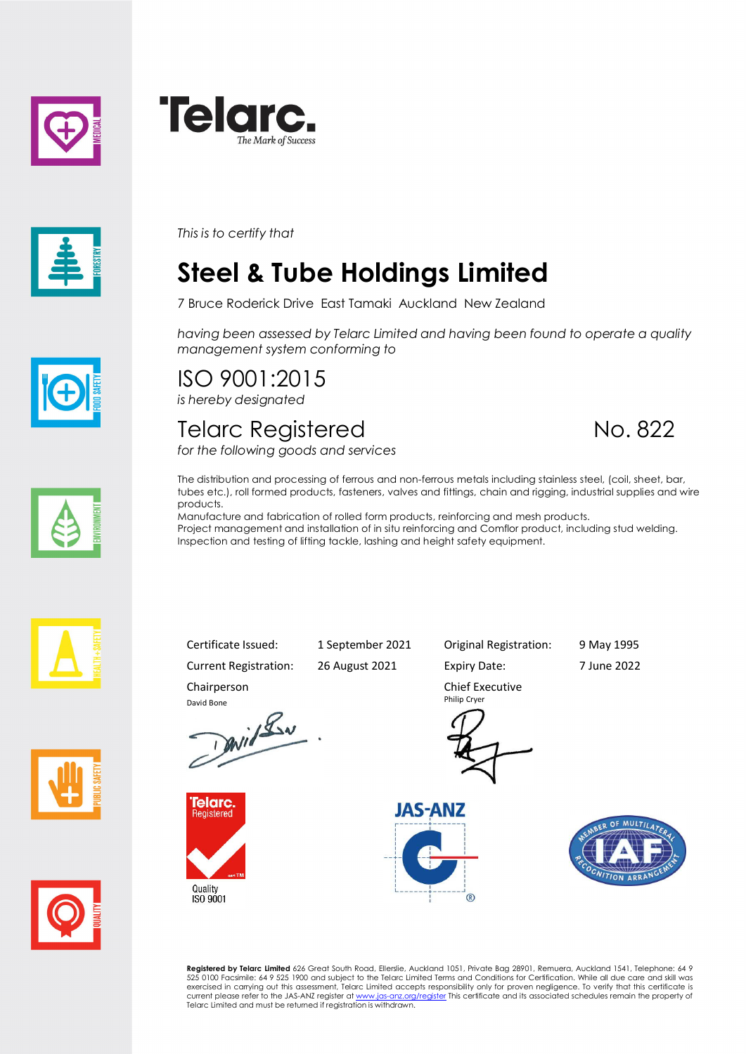Telarc.
*The Mark of Success*

*This is to certify that*

# Steel & Tube Holdings Limited

7 Bruce Roderick Drive East Tamaki Auckland New Zealand

*having been assessed by Telarc Limited and having been found to operate a quality management system conforming to*

## ISO 9001:2015

*is hereby designated*

## Telarc Registered No. 822

*for the following goods and services*

The distribution and processing of ferrous and non-ferrous metals including stainless steel, (coil, sheet, bar, tubes etc.), roll formed products, fasteners, valves and fittings, chain and rigging, industrial supplies and wire products.
Manufacture and fabrication of rolled form products, reinforcing and mesh products.
Project management and installation of in situ reinforcing and Comflor product, including stud welding.
Inspection and testing of lifting tackle, lashing and height safety equipment.

| | | | |
|---|---|---|---|
| Certificate Issued: | 1 September 2021 | Original Registration: | 9 May 1995 |
| Current Registration: | 26 August 2021 | Expiry Date: | 7 June 2022 |

Chairperson
David Bone

Chief Executive
Philip Cryer

Telarc. Registered
Quality
ISO 9001

JAS-ANZ

MEMBER OF MULTILATERAL RECOGNITION ARRANGEMENT IAF

**Registered by Telarc Limited** 626 Great South Road, Ellerslie, Auckland 1051, Private Bag 28901, Remuera, Auckland 1541, Telephone: 64 9 525 0100 Facsimile: 64 9 525 1900 and subject to the Telarc Limited Terms and Conditions for Certification. While all due care and skill was exercised in carrying out this assessment, Telarc Limited accepts responsibility only for proven negligence. To verify that this certificate is current please refer to the JAS-ANZ register at www.jas-anz.org/register This certificate and its associated schedules remain the property of Telarc Limited and must be returned if registration is withdrawn.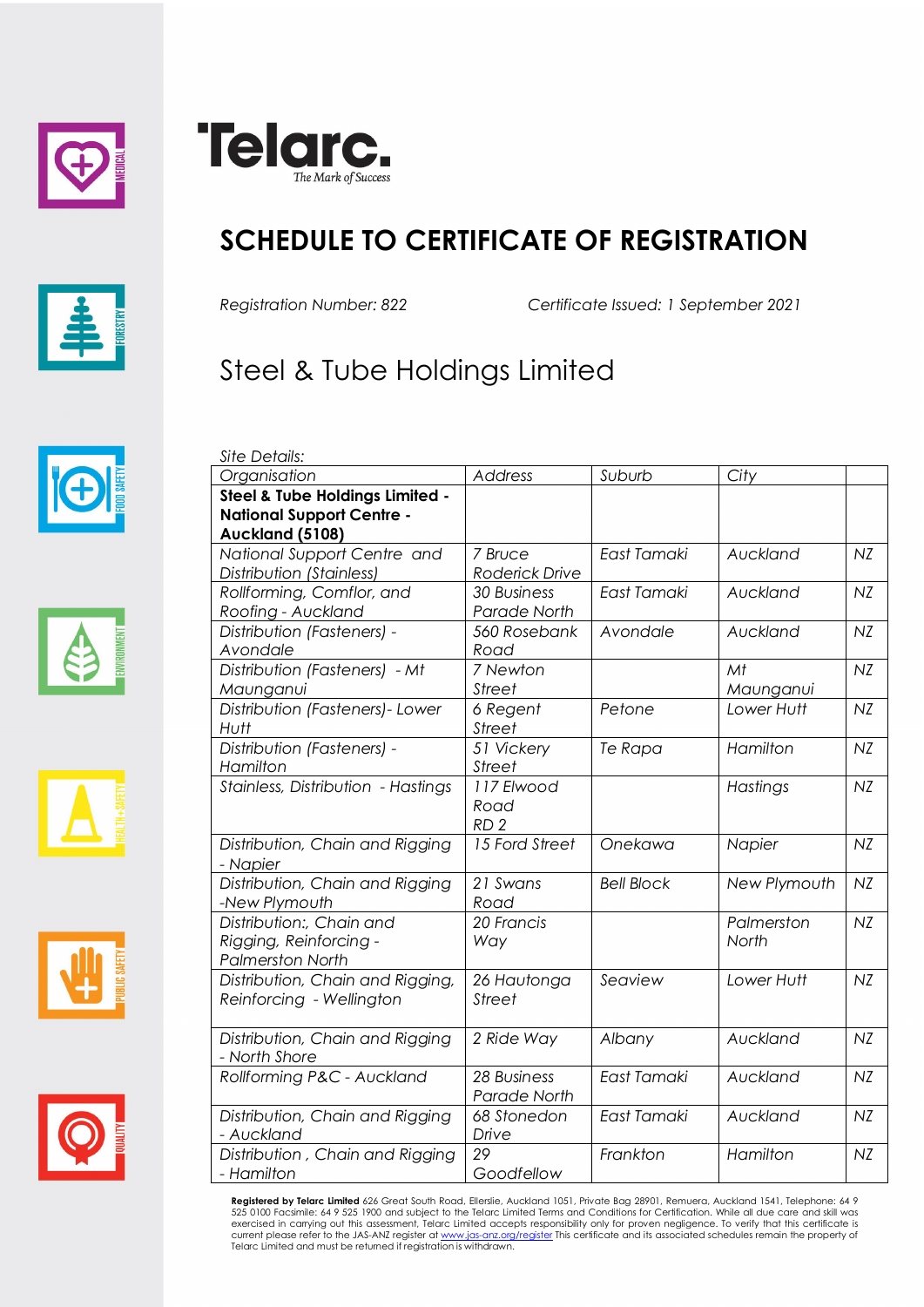Telarc. *The Mark of Success*

# SCHEDULE TO CERTIFICATE OF REGISTRATION

*Registration Number: 822* *Certificate Issued: 1 September 2021*

## Steel & Tube Holdings Limited

*Site Details:*

| *Organisation* | *Address* | *Suburb* | *City* | |
|---|---|---|---|---|
| **Steel & Tube Holdings Limited - National Support Centre - Auckland (5108)** | | | | |
| *National Support Centre and Distribution (Stainless)* | *7 Bruce Roderick Drive* | *East Tamaki* | *Auckland* | *NZ* |
| *Rollforming, Comflor, and Roofing - Auckland* | *30 Business Parade North* | *East Tamaki* | *Auckland* | *NZ* |
| *Distribution (Fasteners) - Avondale* | *560 Rosebank Road* | *Avondale* | *Auckland* | *NZ* |
| *Distribution (Fasteners) - Mt Maunganui* | *7 Newton Street* | | *Mt Maunganui* | *NZ* |
| *Distribution (Fasteners)- Lower Hutt* | *6 Regent Street* | *Petone* | *Lower Hutt* | *NZ* |
| *Distribution (Fasteners) - Hamilton* | *51 Vickery Street* | *Te Rapa* | *Hamilton* | *NZ* |
| *Stainless, Distribution - Hastings* | *117 Elwood Road RD 2* | | *Hastings* | *NZ* |
| *Distribution, Chain and Rigging - Napier* | *15 Ford Street* | *Onekawa* | *Napier* | *NZ* |
| *Distribution, Chain and Rigging -New Plymouth* | *21 Swans Road* | *Bell Block* | *New Plymouth* | *NZ* |
| *Distribution:, Chain and Rigging, Reinforcing - Palmerston North* | *20 Francis Way* | | *Palmerston North* | *NZ* |
| *Distribution, Chain and Rigging, Reinforcing - Wellington* | *26 Hautonga Street* | *Seaview* | *Lower Hutt* | *NZ* |
| *Distribution, Chain and Rigging - North Shore* | *2 Ride Way* | *Albany* | *Auckland* | *NZ* |
| *Rollforming P&C - Auckland* | *28 Business Parade North* | *East Tamaki* | *Auckland* | *NZ* |
| *Distribution, Chain and Rigging - Auckland* | *68 Stonedon Drive* | *East Tamaki* | *Auckland* | *NZ* |
| *Distribution , Chain and Rigging - Hamilton* | *29 Goodfellow* | *Frankton* | *Hamilton* | *NZ* |

**Registered by Telarc Limited** 626 Great South Road, Ellerslie, Auckland 1051, Private Bag 28901, Remuera, Auckland 1541, Telephone: 64 9 525 0100 Facsimile: 64 9 525 1900 and subject to the Telarc Limited Terms and Conditions for Certification. While all due care and skill was exercised in carrying out this assessment, Telarc Limited accepts responsibility only for proven negligence. To verify that this certificate is current please refer to the JAS-ANZ register at www.jas-anz.org/register This certificate and its associated schedules remain the property of Telarc Limited and must be returned if registration is withdrawn.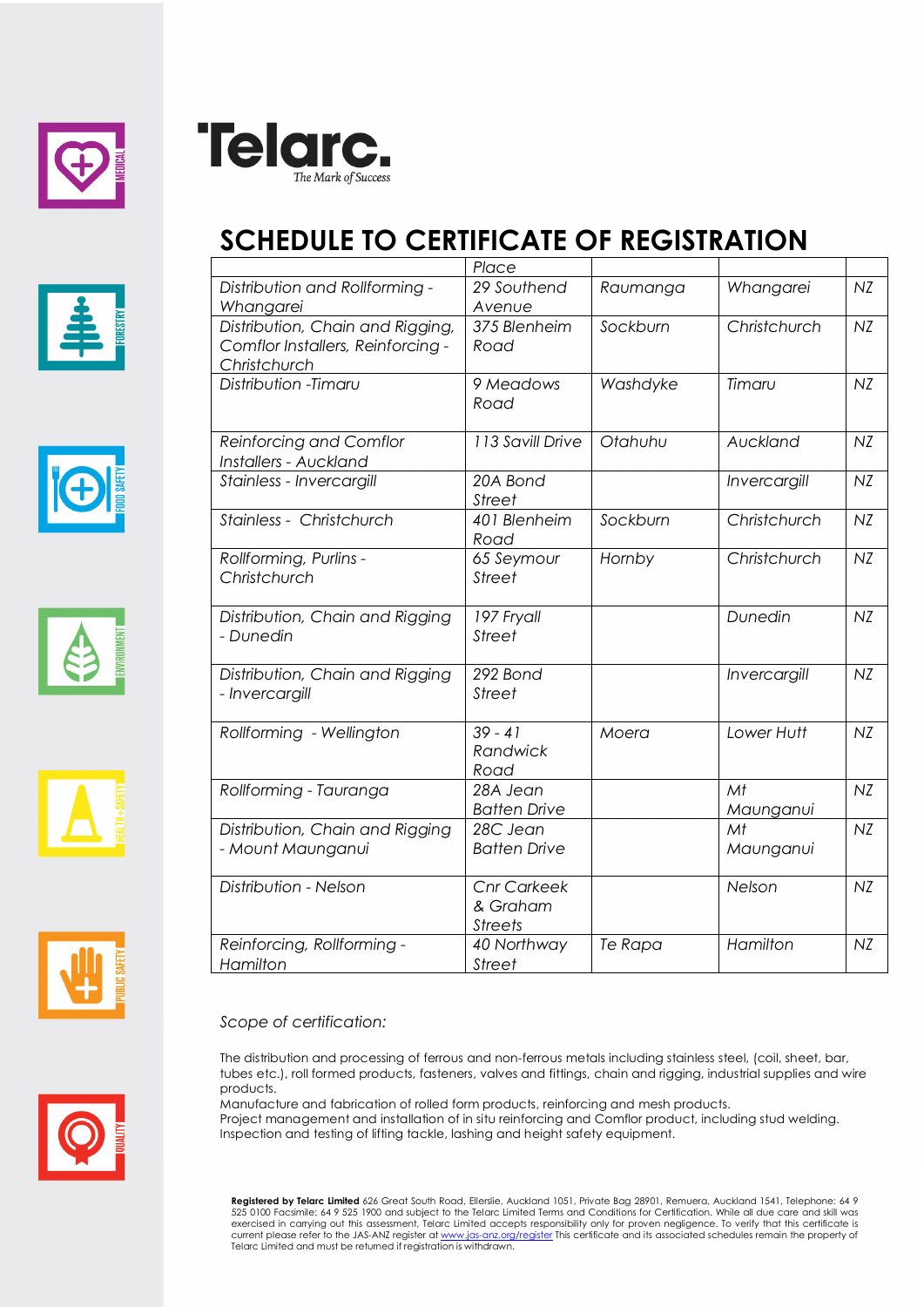Telarc. The Mark of Success

# SCHEDULE TO CERTIFICATE OF REGISTRATION

| | Place | | | |
|---|---|---|---|---|
| *Distribution and Rollforming - Whangarei* | *29 Southend Avenue* | *Raumanga* | *Whangarei* | *NZ* |
| *Distribution, Chain and Rigging, Comflor Installers, Reinforcing - Christchurch* | *375 Blenheim Road* | *Sockburn* | *Christchurch* | *NZ* |
| *Distribution -Timaru* | *9 Meadows Road* | *Washdyke* | *Timaru* | *NZ* |
| *Reinforcing and Comflor Installers - Auckland* | *113 Savill Drive* | *Otahuhu* | *Auckland* | *NZ* |
| *Stainless - Invercargill* | *20A Bond Street* | | *Invercargill* | *NZ* |
| *Stainless - Christchurch* | *401 Blenheim Road* | *Sockburn* | *Christchurch* | *NZ* |
| *Rollforming, Purlins - Christchurch* | *65 Seymour Street* | *Hornby* | *Christchurch* | *NZ* |
| *Distribution, Chain and Rigging - Dunedin* | *197 Fryall Street* | | *Dunedin* | *NZ* |
| *Distribution, Chain and Rigging - Invercargill* | *292 Bond Street* | | *Invercargill* | *NZ* |
| *Rollforming - Wellington* | *39 - 41 Randwick Road* | *Moera* | *Lower Hutt* | *NZ* |
| *Rollforming - Tauranga* | *28A Jean Batten Drive* | | *Mt Maunganui* | *NZ* |
| *Distribution, Chain and Rigging - Mount Maunganui* | *28C Jean Batten Drive* | | *Mt Maunganui* | *NZ* |
| *Distribution - Nelson* | *Cnr Carkeek & Graham Streets* | | *Nelson* | *NZ* |
| *Reinforcing, Rollforming - Hamilton* | *40 Northway Street* | *Te Rapa* | *Hamilton* | *NZ* |

*Scope of certification:*

The distribution and processing of ferrous and non-ferrous metals including stainless steel, (coil, sheet, bar, tubes etc.), roll formed products, fasteners, valves and fittings, chain and rigging, industrial supplies and wire products.
Manufacture and fabrication of rolled form products, reinforcing and mesh products.
Project management and installation of in situ reinforcing and Comflor product, including stud welding.
Inspection and testing of lifting tackle, lashing and height safety equipment.

**Registered by Telarc Limited** 626 Great South Road, Ellerslie, Auckland 1051, Private Bag 28901, Remuera, Auckland 1541, Telephone: 64 9 525 0100 Facsimile: 64 9 525 1900 and subject to the Telarc Limited Terms and Conditions for Certification. While all due care and skill was exercised in carrying out this assessment, Telarc Limited accepts responsibility only for proven negligence. To verify that this certificate is current please refer to the JAS-ANZ register at www.jas-anz.org/register This certificate and its associated schedules remain the property of Telarc Limited and must be returned if registration is withdrawn.